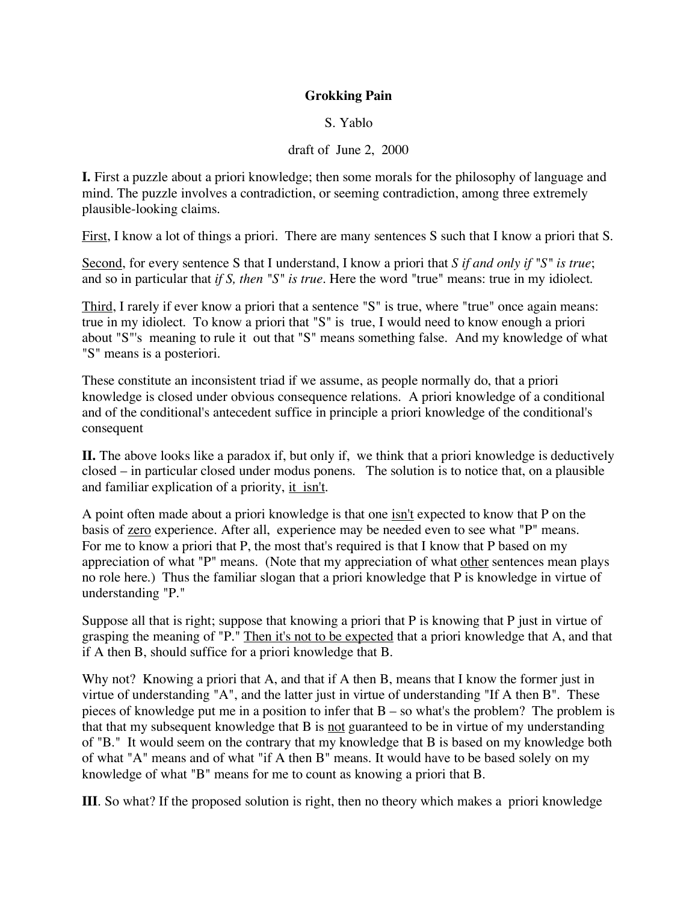**Grokking Pain**

S. Yablo

draft of June 2, 2000

**I.** First a puzzle about a priori knowledge; then some morals for the philosophy of language and mind. The puzzle involves a contradiction, or seeming contradiction, among three extremely plausible-looking claims.

<u>First</u>, I know a lot of things a priori. There are many sentences S such that I know a priori that S.

<u>Second</u>, for every sentence S that I understand, I know a priori that *S if and only if "S" is true*; and so in particular that *if S, then "S" is true*. Here the word "true" means: true in my idiolect.

<u>Third</u>, I rarely if ever know a priori that a sentence "S" is true, where "true" once again means: true in my idiolect. To know a priori that "S" is true, I would need to know enough a priori about "S"'s meaning to rule it out that "S" means something false. And my knowledge of what "S" means is a posteriori.

These constitute an inconsistent triad if we assume, as people normally do, that a priori knowledge is closed under obvious consequence relations. A priori knowledge of a conditional and of the conditional's antecedent suffice in principle a priori knowledge of the conditional's consequent

**II.** The above looks like a paradox if, but only if, we think that a priori knowledge is deductively closed – in particular closed under modus ponens. The solution is to notice that, on a plausible and familiar explication of a priority, <u>it isn't</u>.

A point often made about a priori knowledge is that one <u>isn't</u> expected to know that P on the basis of <u>zero</u> experience. After all, experience may be needed even to see what "P" means. For me to know a priori that P, the most that's required is that I know that P based on my appreciation of what "P" means. (Note that my appreciation of what <u>other</u> sentences mean plays no role here.) Thus the familiar slogan that a priori knowledge that P is knowledge in virtue of understanding "P."

Suppose all that is right; suppose that knowing a priori that P is knowing that P just in virtue of grasping the meaning of "P." <u>Then it's not to be expected</u> that a priori knowledge that A, and that if A then B, should suffice for a priori knowledge that B.

Why not? Knowing a priori that A, and that if A then B, means that I know the former just in virtue of understanding "A", and the latter just in virtue of understanding "If A then B". These pieces of knowledge put me in a position to infer that B – so what's the problem? The problem is that that my subsequent knowledge that B is <u>not</u> guaranteed to be in virtue of my understanding of "B." It would seem on the contrary that my knowledge that B is based on my knowledge both of what "A" means and of what "if A then B" means. It would have to be based solely on my knowledge of what "B" means for me to count as knowing a priori that B.

**III**. So what? If the proposed solution is right, then no theory which makes a priori knowledge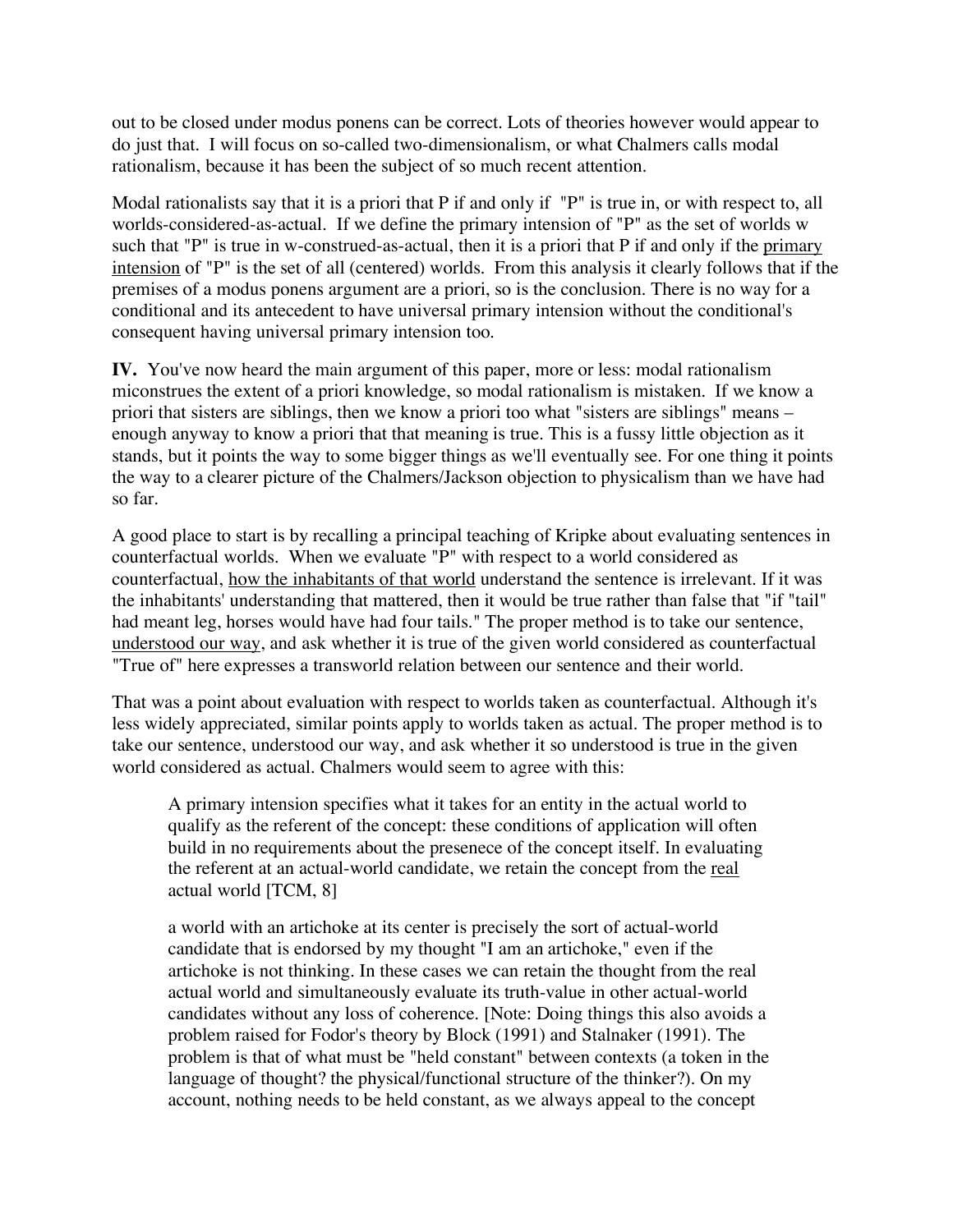out to be closed under modus ponens can be correct. Lots of theories however would appear to do just that. I will focus on so-called two-dimensionalism, or what Chalmers calls modal rationalism, because it has been the subject of so much recent attention.

Modal rationalists say that it is a priori that P if and only if "P" is true in, or with respect to, all worlds-considered-as-actual. If we define the primary intension of "P" as the set of worlds w such that "P" is true in w-construed-as-actual, then it is a priori that P if and only if the <u>primary intension</u> of "P" is the set of all (centered) worlds. From this analysis it clearly follows that if the premises of a modus ponens argument are a priori, so is the conclusion. There is no way for a conditional and its antecedent to have universal primary intension without the conditional's consequent having universal primary intension too.

**IV.** You've now heard the main argument of this paper, more or less: modal rationalism miconstrues the extent of a priori knowledge, so modal rationalism is mistaken. If we know a priori that sisters are siblings, then we know a priori too what "sisters are siblings" means – enough anyway to know a priori that that meaning is true. This is a fussy little objection as it stands, but it points the way to some bigger things as we'll eventually see. For one thing it points the way to a clearer picture of the Chalmers/Jackson objection to physicalism than we have had so far.

A good place to start is by recalling a principal teaching of Kripke about evaluating sentences in counterfactual worlds. When we evaluate "P" with respect to a world considered as counterfactual, <u>how the inhabitants of that world</u> understand the sentence is irrelevant. If it was the inhabitants' understanding that mattered, then it would be true rather than false that "if "tail" had meant leg, horses would have had four tails." The proper method is to take our sentence, <u>understood our way</u>, and ask whether it is true of the given world considered as counterfactual "True of" here expresses a transworld relation between our sentence and their world.

That was a point about evaluation with respect to worlds taken as counterfactual. Although it's less widely appreciated, similar points apply to worlds taken as actual. The proper method is to take our sentence, understood our way, and ask whether it so understood is true in the given world considered as actual. Chalmers would seem to agree with this:

> A primary intension specifies what it takes for an entity in the actual world to qualify as the referent of the concept: these conditions of application will often build in no requirements about the presenece of the concept itself. In evaluating the referent at an actual-world candidate, we retain the concept from the <u>real</u> actual world [TCM, 8]

> a world with an artichoke at its center is precisely the sort of actual-world candidate that is endorsed by my thought "I am an artichoke," even if the artichoke is not thinking. In these cases we can retain the thought from the real actual world and simultaneosly evaluate its truth-value in other actual-world candidates without any loss of coherence. [Note: Doing things this also avoids a problem raised for Fodor's theory by Block (1991) and Stalnaker (1991). The problem is that of what must be "held constant" between contexts (a token in the language of thought? the physical/functional structure of the thinker?). On my account, nothing needs to be held constant, as we always appeal to the concept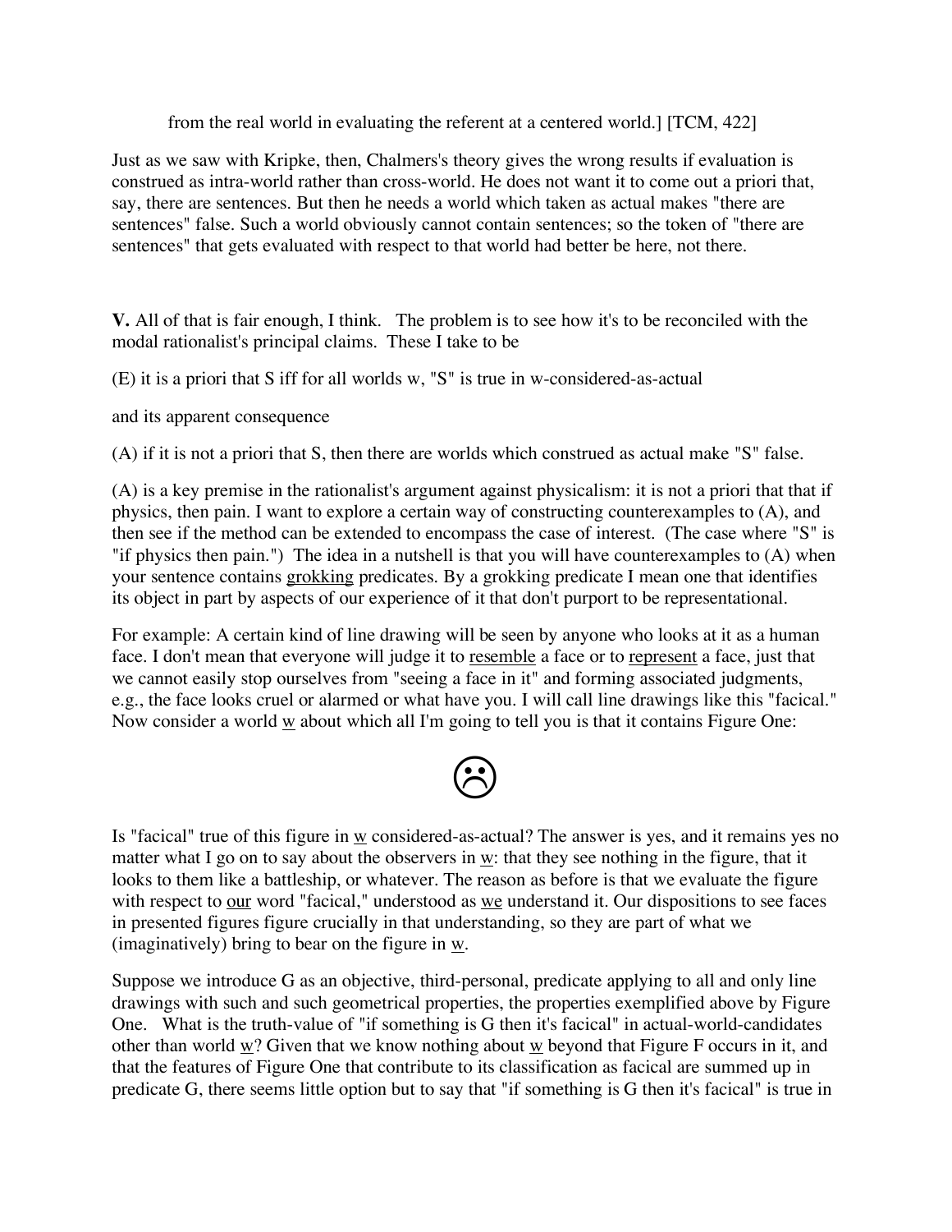from the real world in evaluating the referent at a centered world.] [TCM, 422]

Just as we saw with Kripke, then, Chalmers's theory gives the wrong results if evaluation is construed as intra-world rather than cross-world. He does not want it to come out a priori that, say, there are sentences. But then he needs a world which taken as actual makes "there are sentences" false. Such a world obviously cannot contain sentences; so the token of "there are sentences" that gets evaluated with respect to that world had better be here, not there.

**V.** All of that is fair enough, I think. The problem is to see how it's to be reconciled with the modal rationalist's principal claims. These I take to be

(E) it is a priori that S iff for all worlds w, "S" is true in w-considered-as-actual

and its apparent consequence

(A) if it is not a priori that S, then there are worlds which construed as actual make "S" false.

(A) is a key premise in the rationalist's argument against physicalism: it is not a priori that that if physics, then pain. I want to explore a certain way of constructing counterexamples to (A), and then see if the method can be extended to encompass the case of interest. (The case where "S" is "if physics then pain.") The idea in a nutshell is that you will have counterexamples to (A) when your sentence contains *grokking* predicates. By a grokking predicate I mean one that identifies its object in part by aspects of our experience of it that don't purport to be representational.

For example: A certain kind of line drawing will be seen by anyone who looks at it as a human face. I don't mean that everyone will judge it to *resemble* a face or to *represent* a face, just that we cannot easily stop ourselves from "seeing a face in it" and forming associated judgments, e.g., the face looks cruel or alarmed or what have you. I will call line drawings like this "facical." Now consider a world *w* about which all I'm going to tell you is that it contains Figure One:

☹

Is "facical" true of this figure in *w* considered-as-actual? The answer is yes, and it remains yes no matter what I go on to say about the observers in *w*: that they see nothing in the figure, that it looks to them like a battleship, or whatever. The reason as before is that we evaluate the figure with respect to *our* word "facical," understood as *we* understand it. Our dispositions to see faces in presented figures figure crucially in that understanding, so they are part of what we (imaginatively) bring to bear on the figure in *w*.

Suppose we introduce G as an objective, third-personal, predicate applying to all and only line drawings with such and such geometrical properties, the properties exemplified above by Figure One. What is the truth-value of "if something is G then it's facical" in actual-world-candidates other than world *w*? Given that we know nothing about *w* beyond that Figure F occurs in it, and that the features of Figure One that contribute to its classification as facical are summed up in predicate G, there seems little option but to say that "if something is G then it's facical" is true in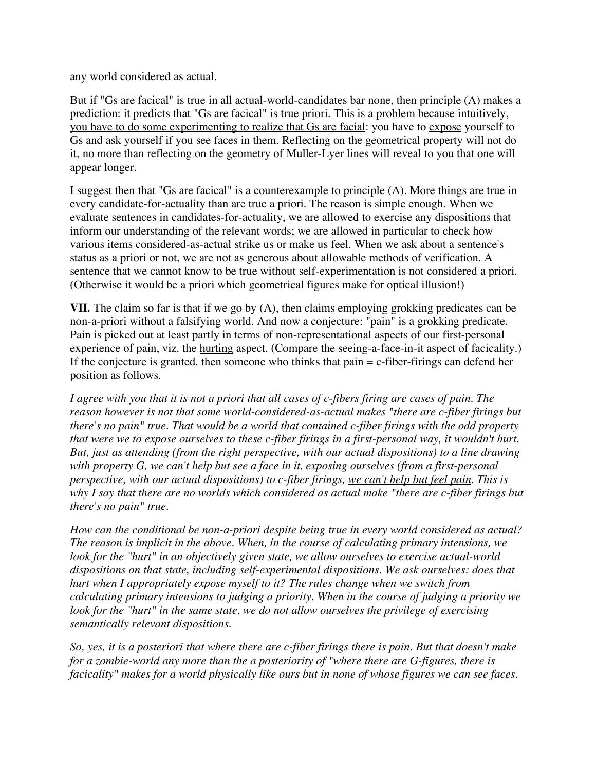any world considered as actual.

But if "Gs are facical" is true in all actual-world-candidates bar none, then principle (A) makes a prediction: it predicts that "Gs are facical" is true priori. This is a problem because intuitively, you have to do some experimenting to realize that Gs are facial: you have to expose yourself to Gs and ask yourself if you see faces in them. Reflecting on the geometrical property will not do it, no more than reflecting on the geometry of Muller-Lyer lines will reveal to you that one will appear longer.

I suggest then that "Gs are facical" is a counterexample to principle (A). More things are true in every candidate-for-actuality than are true a priori. The reason is simple enough. When we evaluate sentences in candidates-for-actuality, we are allowed to exercise any dispositions that inform our understanding of the relevant words; we are allowed in particular to check how various items considered-as-actual strike us or make us feel. When we ask about a sentence's status as a priori or not, we are not as generous about allowable methods of verification. A sentence that we cannot know to be true without self-experimentation is not considered a priori. (Otherwise it would be a priori which geometrical figures make for optical illusion!)

**VII.** The claim so far is that if we go by (A), then claims employing grokking predicates can be non-a-priori without a falsifying world. And now a conjecture: "pain" is a grokking predicate. Pain is picked out at least partly in terms of non-representational aspects of our first-personal experience of pain, viz. the hurting aspect. (Compare the seeing-a-face-in-it aspect of facicality.) If the conjecture is granted, then someone who thinks that pain = c-fiber-firings can defend her position as follows.

*I agree with you that it is not a priori that all cases of c-fibers firing are cases of pain. The reason however is not that some world-considered-as-actual makes "there are c-fiber firings but there's no pain" true. That would be a world that contained c-fiber firings with the odd property that were we to expose ourselves to these c-fiber firings in a first-personal way, it wouldn't hurt. But, just as attending (from the right perspective, with our actual dispositions) to a line drawing with property G, we can't help but see a face in it, exposing ourselves (from a first-personal perspective, with our actual dispositions) to c-fiber firings, we can't help but feel pain. This is why I say that there are no worlds which considered as actual make "there are c-fiber firings but there's no pain" true.*

*How can the conditional be non-a-priori despite being true in every world considered as actual? The reason is implicit in the above. When, in the course of calculating primary intensions, we look for the "hurt" in an objectively given state, we allow ourselves to exercise actual-world dispositions on that state, including self-experimental dispositions. We ask ourselves: does that hurt when I appropriately expose myself to it? The rules change when we switch from calculating primary intensions to judging a priority. When in the course of judging a priority we look for the "hurt" in the same state, we do not allow ourselves the privilege of exercising semantically relevant dispositions.*

*So, yes, it is a posteriori that where there are c-fiber firings there is pain. But that doesn't make for a zombie-world any more than the a posteriority of "where there are G-figures, there is facicality" makes for a world physically like ours but in none of whose figures we can see faces.*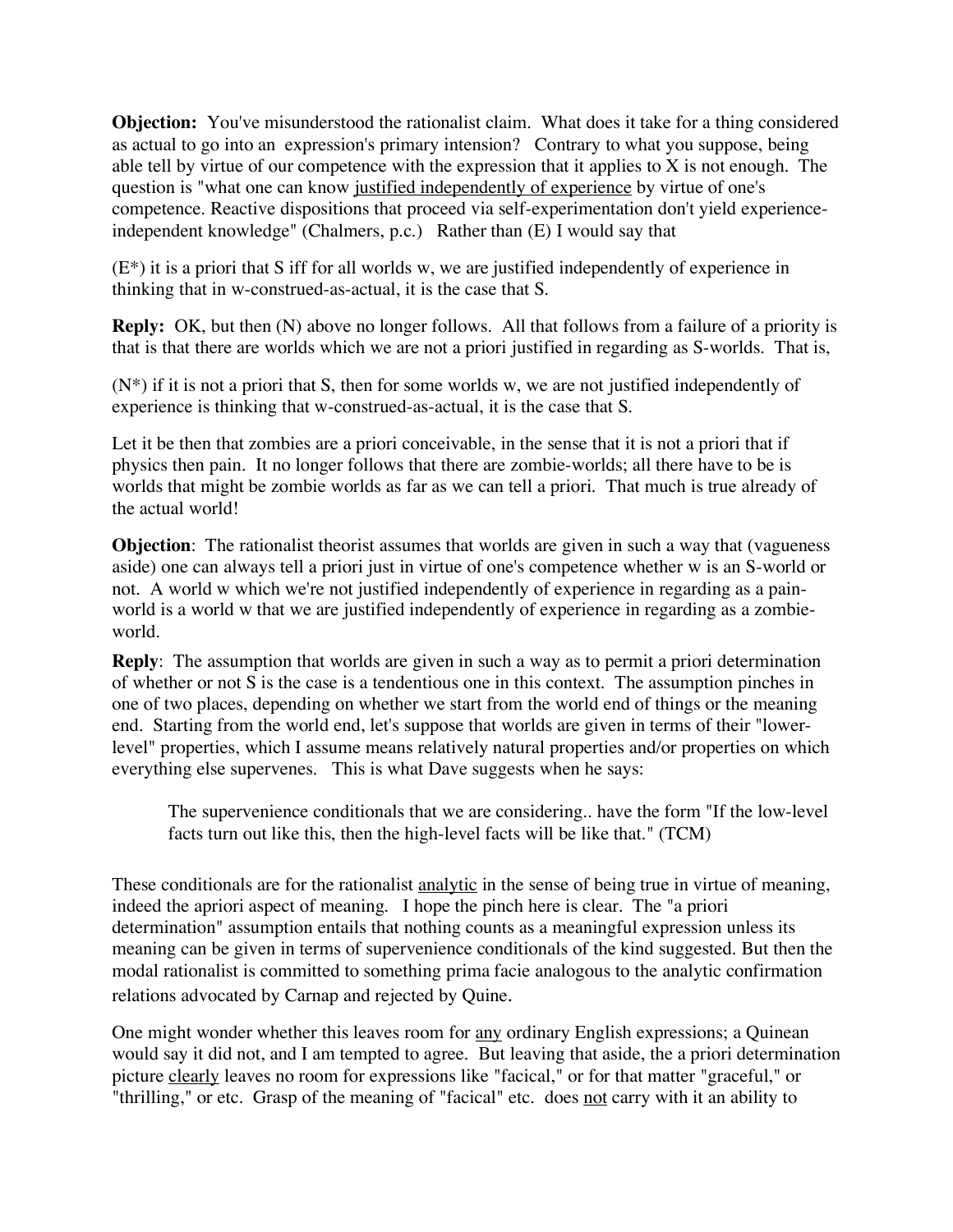**Objection:** You've misunderstood the rationalist claim. What does it take for a thing considered as actual to go into an expression's primary intension? Contrary to what you suppose, being able tell by virtue of our competence with the expression that it applies to X is not enough. The question is "what one can know <u>justified independently of experience</u> by virtue of one's competence. Reactive dispositions that proceed via self-experimentation don't yield experience-independent knowledge" (Chalmers, p.c.) Rather than (E) I would say that

(E*) it is a priori that S iff for all worlds w, we are justified independently of experience in thinking that in w-construed-as-actual, it is the case that S.

**Reply:** OK, but then (N) above no longer follows. All that follows from a failure of a priority is that is that there are worlds which we are not a priori justified in regarding as S-worlds. That is,

(N*) if it is not a priori that S, then for some worlds w, we are not justified independently of experience is thinking that w-construed-as-actual, it is the case that S.

Let it be then that zombies are a priori conceivable, in the sense that it is not a priori that if physics then pain. It no longer follows that there are zombie-worlds; all there have to be is worlds that might be zombie worlds as far as we can tell a priori. That much is true already of the actual world!

**Objection**: The rationalist theorist assumes that worlds are given in such a way that (vagueness aside) one can always tell a priori just in virtue of one's competence whether w is an S-world or not. A world w which we're not justified independently of experience in regarding as a pain-world is a world w that we are justified independently of experience in regarding as a zombie-world.

**Reply**: The assumption that worlds are given in such a way as to permit a priori determination of whether or not S is the case is a tendentious one in this context. The assumption pinches in one of two places, depending on whether we start from the world end of things or the meaning end. Starting from the world end, let's suppose that worlds are given in terms of their "lower-level" properties, which I assume means relatively natural properties and/or properties on which everything else supervenes. This is what Dave suggests when he says:

> The supervenience conditionals that we are considering.. have the form "If the low-level facts turn out like this, then the high-level facts will be like that." (TCM)

These conditionals are for the rationalist <u>analytic</u> in the sense of being true in virtue of meaning, indeed the apriori aspect of meaning. I hope the pinch here is clear. The "a priori determination" assumption entails that nothing counts as a meaningful expression unless its meaning can be given in terms of supervenience conditionals of the kind suggested. But then the modal rationalist is committed to something prima facie analogous to the analytic confirmation relations advocated by Carnap and rejected by Quine.

One might wonder whether this leaves room for <u>any</u> ordinary English expressions; a Quinean would say it did not, and I am tempted to agree. But leaving that aside, the a priori determination picture <u>clearly</u> leaves no room for expressions like "facical," or for that matter "graceful," or "thrilling," or etc. Grasp of the meaning of "facical" etc. does <u>not</u> carry with it an ability to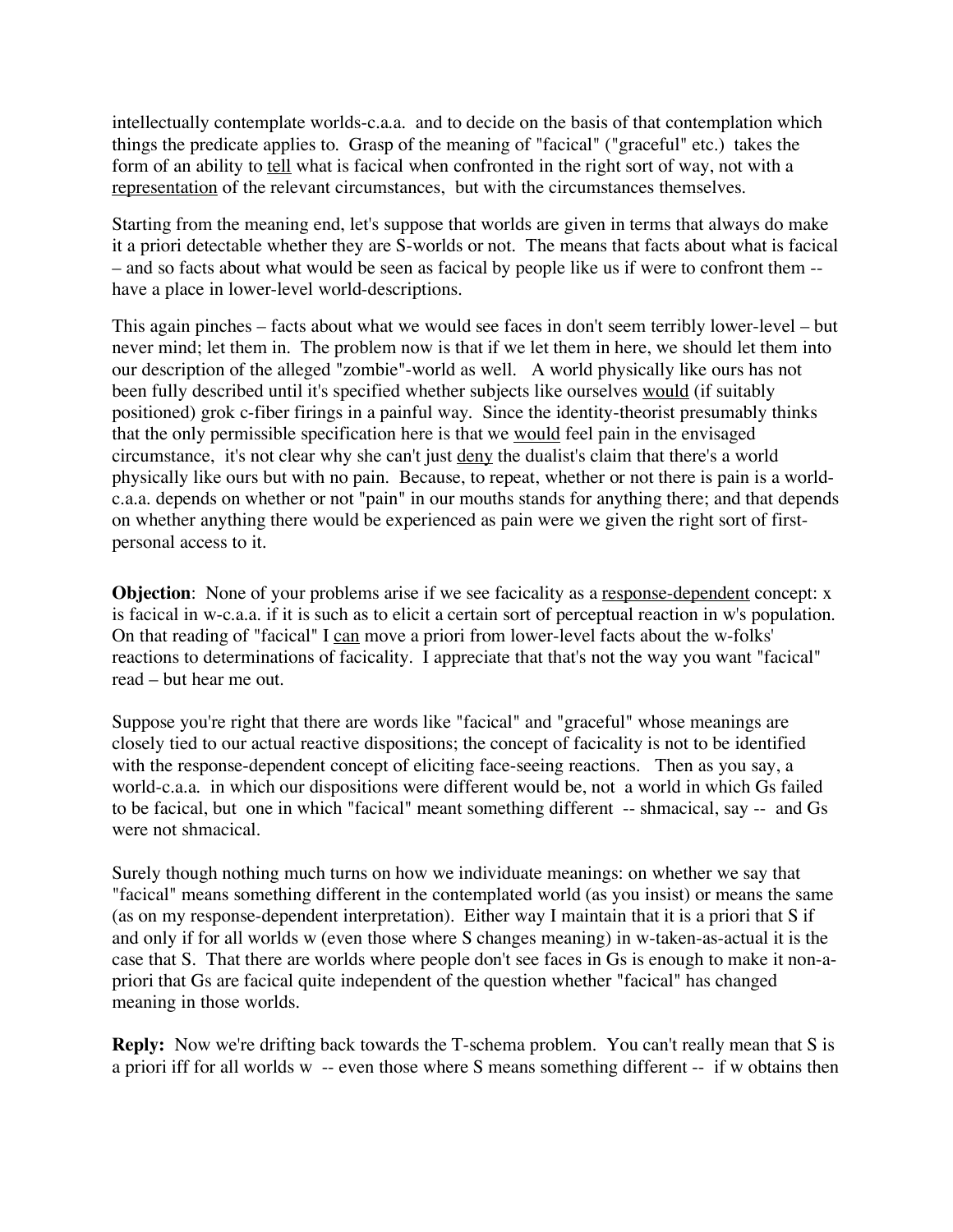intellectually contemplate worlds-c.a.a. and to decide on the basis of that contemplation which things the predicate applies to. Grasp of the meaning of "facical" ("graceful" etc.) takes the form of an ability to <u>tell</u> what is facical when confronted in the right sort of way, not with a <u>representation</u> of the relevant circumstances, but with the circumstances themselves.

Starting from the meaning end, let's suppose that worlds are given in terms that always do make it a priori detectable whether they are S-worlds or not. The means that facts about what is facical – and so facts about what would be seen as facical by people like us if were to confront them -- have a place in lower-level world-descriptions.

This again pinches – facts about what we would see faces in don't seem terribly lower-level – but never mind; let them in. The problem now is that if we let them in here, we should let them into our description of the alleged "zombie"-world as well. A world physically like ours has not been fully described until it's specified whether subjects like ourselves <u>would</u> (if suitably positioned) grok c-fiber firings in a painful way. Since the identity-theorist presumably thinks that the only permissible specification here is that we <u>would</u> feel pain in the envisaged circumstance, it's not clear why she can't just <u>deny</u> the dualist's claim that there's a world physically like ours but with no pain. Because, to repeat, whether or not there is pain is a world-c.a.a. depends on whether or not "pain" in our mouths stands for anything there; and that depends on whether anything there would be experienced as pain were we given the right sort of first-personal access to it.

**Objection**: None of your problems arise if we see facicality as a <u>response-dependent</u> concept: x is facical in w-c.a.a. if it is such as to elicit a certain sort of perceptual reaction in w's population. On that reading of "facical" I <u>can</u> move a priori from lower-level facts about the w-folks' reactions to determinations of facicality. I appreciate that that's not the way you want "facical" read – but hear me out.

Suppose you're right that there are words like "facical" and "graceful" whose meanings are closely tied to our actual reactive dispositions; the concept of facicality is not to be identified with the response-dependent concept of eliciting face-seeing reactions. Then as you say, a world-c.a.a. in which our dispositions were different would be, not a world in which Gs failed to be facical, but one in which "facical" meant something different -- shmacical, say -- and Gs were not shmacical.

Surely though nothing much turns on how we individuate meanings: on whether we say that "facical" means something different in the contemplated world (as you insist) or means the same (as on my response-dependent interpretation). Either way I maintain that it is a priori that S if and only if for all worlds w (even those where S changes meaning) in w-taken-as-actual it is the case that S. That there are worlds where people don't see faces in Gs is enough to make it non-a-priori that Gs are facical quite independent of the question whether "facical" has changed meaning in those worlds.

**Reply:** Now we're drifting back towards the T-schema problem. You can't really mean that S is a priori iff for all worlds w -- even those where S means something different -- if w obtains then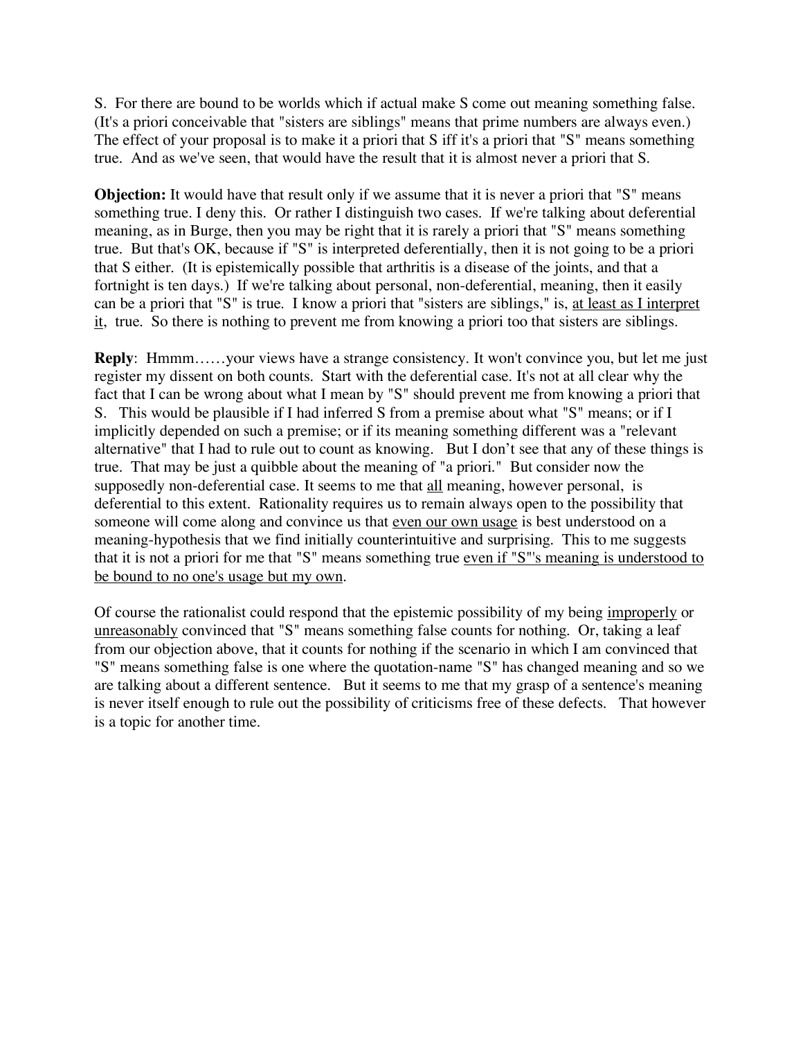S. For there are bound to be worlds which if actual make S come out meaning something false. (It's a priori conceivable that "sisters are siblings" means that prime numbers are always even.) The effect of your proposal is to make it a priori that S iff it's a priori that "S" means something true. And as we've seen, that would have the result that it is almost never a priori that S.

**Objection:** It would have that result only if we assume that it is never a priori that "S" means something true. I deny this. Or rather I distinguish two cases. If we're talking about deferential meaning, as in Burge, then you may be right that it is rarely a priori that "S" means something true. But that's OK, because if "S" is interpreted deferentially, then it is not going to be a priori that S either. (It is epistemically possible that arthritis is a disease of the joints, and that a fortnight is ten days.) If we're talking about personal, non-deferential, meaning, then it easily can be a priori that "S" is true. I know a priori that "sisters are siblings," is, <u>at least as I interpret it</u>, true. So there is nothing to prevent me from knowing a priori too that sisters are siblings.

**Reply**: Hmmm……your views have a strange consistency. It won't convince you, but let me just register my dissent on both counts. Start with the deferential case. It's not at all clear why the fact that I can be wrong about what I mean by "S" should prevent me from knowing a priori that S. This would be plausible if I had inferred S from a premise about what "S" means; or if I implicitly depended on such a premise; or if its meaning something different was a "relevant alternative" that I had to rule out to count as knowing. But I don't see that any of these things is true. That may be just a quibble about the meaning of "a priori." But consider now the supposedly non-deferential case. It seems to me that <u>all</u> meaning, however personal, is deferential to this extent. Rationality requires us to remain always open to the possibility that someone will come along and convince us that <u>even our own usage</u> is best understood on a meaning-hypothesis that we find initially counterintuitive and surprising. This to me suggests that it is not a priori for me that "S" means something true <u>even if "S"'s meaning is understood to be bound to no one's usage but my own</u>.

Of course the rationalist could respond that the epistemic possibility of my being <u>improperly</u> or <u>unreasonably</u> convinced that "S" means something false counts for nothing. Or, taking a leaf from our objection above, that it counts for nothing if the scenario in which I am convinced that "S" means something false is one where the quotation-name "S" has changed meaning and so we are talking about a different sentence. But it seems to me that my grasp of a sentence's meaning is never itself enough to rule out the possibility of criticisms free of these defects. That however is a topic for another time.